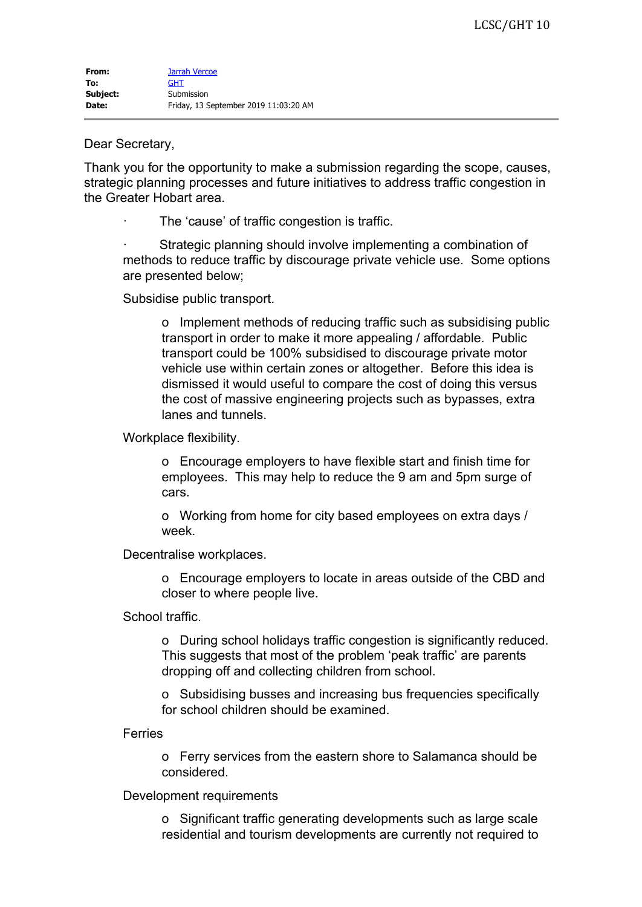| | |
|---|---|
| **From:** | Jarrah Vercoe |
| **To:** | GHT |
| **Subject:** | Submission |
| **Date:** | Friday, 13 September 2019 11:03:20 AM |

Dear Secretary,

Thank you for the opportunity to make a submission regarding the scope, causes, strategic planning processes and future initiatives to address traffic congestion in the Greater Hobart area.

- The 'cause' of traffic congestion is traffic.
- Strategic planning should involve implementing a combination of methods to reduce traffic by discourage private vehicle use. Some options are presented below;

  Subsidise public transport.

  - Implement methods of reducing traffic such as subsidising public transport in order to make it more appealing / affordable. Public transport could be 100% subsidised to discourage private motor vehicle use within certain zones or altogether. Before this idea is dismissed it would useful to compare the cost of doing this versus the cost of massive engineering projects such as bypasses, extra lanes and tunnels.

  Workplace flexibility.

  - Encourage employers to have flexible start and finish time for employees. This may help to reduce the 9 am and 5pm surge of cars.
  - Working from home for city based employees on extra days / week.

  Decentralise workplaces.

  - Encourage employers to locate in areas outside of the CBD and closer to where people live.

  School traffic.

  - During school holidays traffic congestion is significantly reduced. This suggests that most of the problem 'peak traffic' are parents dropping off and collecting children from school.
  - Subsidising busses and increasing bus frequencies specifically for school children should be examined.

  Ferries

  - Ferry services from the eastern shore to Salamanca should be considered.

  Development requirements

  - Significant traffic generating developments such as large scale residential and tourism developments are currently not required to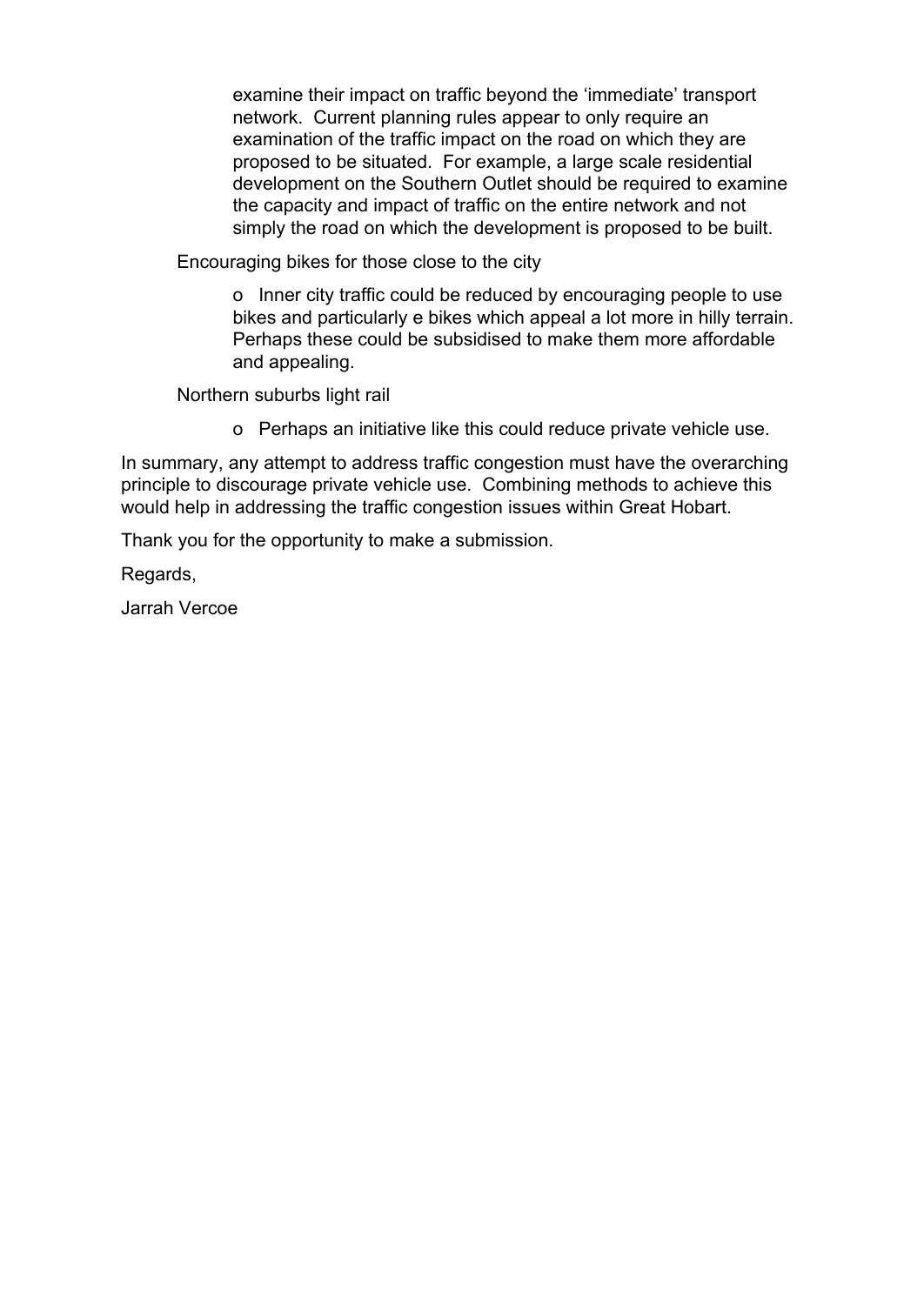examine their impact on traffic beyond the 'immediate' transport network. Current planning rules appear to only require an examination of the traffic impact on the road on which they are proposed to be situated. For example, a large scale residential development on the Southern Outlet should be required to examine the capacity and impact of traffic on the entire network and not simply the road on which the development is proposed to be built.

Encouraging bikes for those close to the city

- Inner city traffic could be reduced by encouraging people to use bikes and particularly e bikes which appeal a lot more in hilly terrain. Perhaps these could be subsidised to make them more affordable and appealing.

Northern suburbs light rail

- Perhaps an initiative like this could reduce private vehicle use.

In summary, any attempt to address traffic congestion must have the overarching principle to discourage private vehicle use. Combining methods to achieve this would help in addressing the traffic congestion issues within Great Hobart.

Thank you for the opportunity to make a submission.

Regards,

Jarrah Vercoe